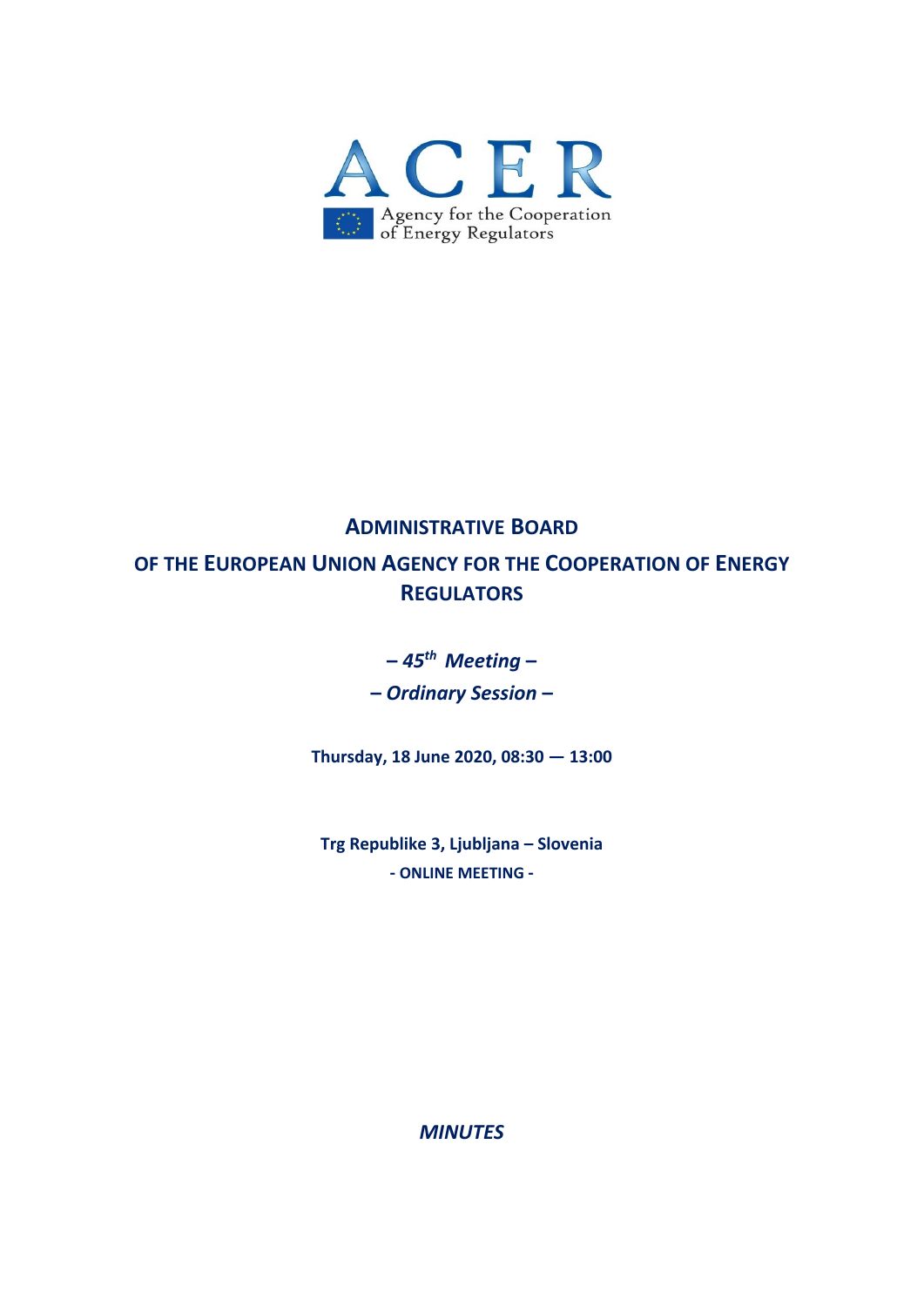ACER

Agency for the Cooperation of Energy Regulators

# ADMINISTRATIVE BOARD

# OF THE EUROPEAN UNION AGENCY FOR THE COOPERATION OF ENERGY REGULATORS

***– 45th Meeting –***

***– Ordinary Session –***

**Thursday, 18 June 2020, 08:30 — 13:00**

**Trg Republike 3, Ljubljana – Slovenia**

**- ONLINE MEETING -**

***MINUTES***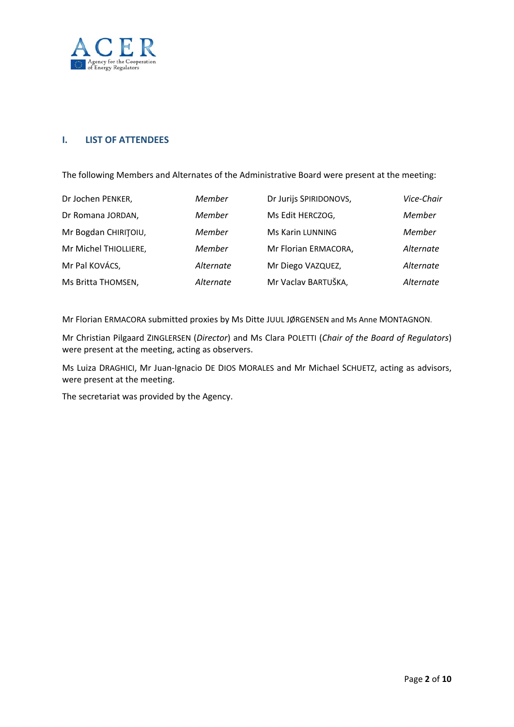## I. LIST OF ATTENDEES

The following Members and Alternates of the Administrative Board were present at the meeting:

| | | | |
|---|---|---|---|
| Dr Jochen PENKER, | *Member* | Dr Jurijs SPIRIDONOVS, | *Vice-Chair* |
| Dr Romana JORDAN, | *Member* | Ms Edit HERCZOG, | *Member* |
| Mr Bogdan CHIRIŢOIU, | *Member* | Ms Karin LUNNING | *Member* |
| Mr Michel THIOLLIERE, | *Member* | Mr Florian ERMACORA, | *Alternate* |
| Mr Pal KOVÁCS, | *Alternate* | Mr Diego VAZQUEZ, | *Alternate* |
| Ms Britta THOMSEN, | *Alternate* | Mr Vaclav BARTUŠKA, | *Alternate* |

Mr Florian ERMACORA submitted proxies by Ms Ditte JUUL JØRGENSEN and Ms Anne MONTAGNON.

Mr Christian Pilgaard ZINGLERSEN (*Director*) and Ms Clara POLETTI (*Chair of the Board of Regulators*) were present at the meeting, acting as observers.

Ms Luiza DRAGHICI, Mr Juan-Ignacio DE DIOS MORALES and Mr Michael SCHUETZ, acting as advisors, were present at the meeting.

The secretariat was provided by the Agency.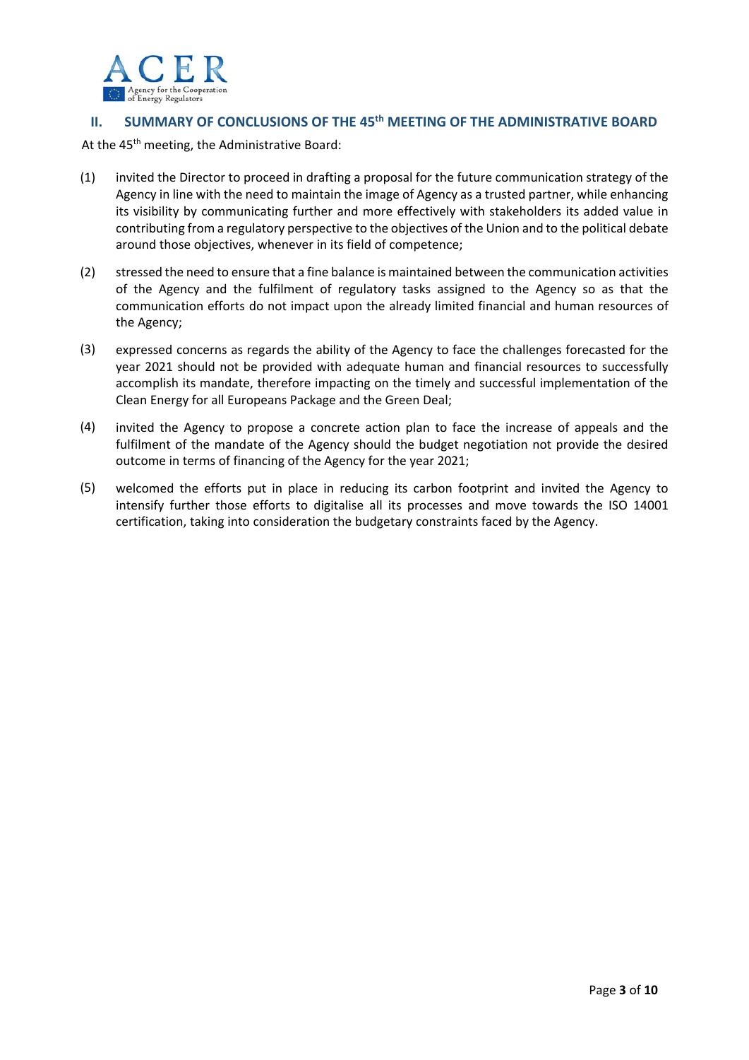## II. SUMMARY OF CONCLUSIONS OF THE 45th MEETING OF THE ADMINISTRATIVE BOARD

At the 45th meeting, the Administrative Board:

(1) invited the Director to proceed in drafting a proposal for the future communication strategy of the Agency in line with the need to maintain the image of Agency as a trusted partner, while enhancing its visibility by communicating further and more effectively with stakeholders its added value in contributing from a regulatory perspective to the objectives of the Union and to the political debate around those objectives, whenever in its field of competence;

(2) stressed the need to ensure that a fine balance is maintained between the communication activities of the Agency and the fulfilment of regulatory tasks assigned to the Agency so as that the communication efforts do not impact upon the already limited financial and human resources of the Agency;

(3) expressed concerns as regards the ability of the Agency to face the challenges forecasted for the year 2021 should not be provided with adequate human and financial resources to successfully accomplish its mandate, therefore impacting on the timely and successful implementation of the Clean Energy for all Europeans Package and the Green Deal;

(4) invited the Agency to propose a concrete action plan to face the increase of appeals and the fulfilment of the mandate of the Agency should the budget negotiation not provide the desired outcome in terms of financing of the Agency for the year 2021;

(5) welcomed the efforts put in place in reducing its carbon footprint and invited the Agency to intensify further those efforts to digitalise all its processes and move towards the ISO 14001 certification, taking into consideration the budgetary constraints faced by the Agency.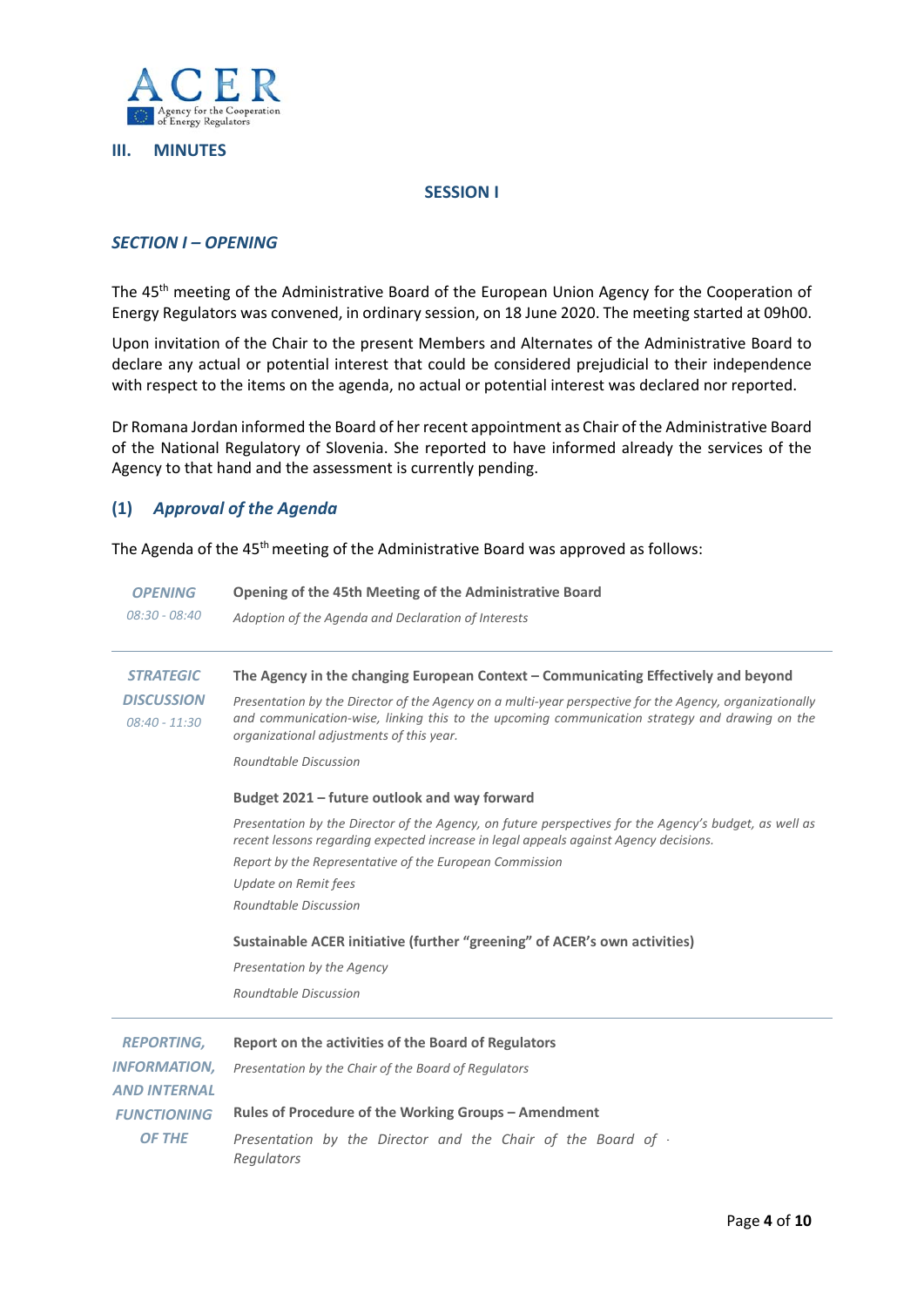## III. MINUTES

### SESSION I

### *SECTION I – OPENING*

The 45th meeting of the Administrative Board of the European Union Agency for the Cooperation of Energy Regulators was convened, in ordinary session, on 18 June 2020. The meeting started at 09h00.

Upon invitation of the Chair to the present Members and Alternates of the Administrative Board to declare any actual or potential interest that could be considered prejudicial to their independence with respect to the items on the agenda, no actual or potential interest was declared nor reported.

Dr Romana Jordan informed the Board of her recent appointment as Chair of the Administrative Board of the National Regulatory of Slovenia. She reported to have informed already the services of the Agency to that hand and the assessment is currently pending.

#### (1) *Approval of the Agenda*

The Agenda of the 45th meeting of the Administrative Board was approved as follows:

| | |
|---|---|
| ***OPENING*** *08:30 - 08:40* | **Opening of the 45th Meeting of the Administrative Board**<br>*Adoption of the Agenda and Declaration of Interests* |
| ***STRATEGIC DISCUSSION*** *08:40 - 11:30* | **The Agency in the changing European Context – Communicating Effectively and beyond**<br>*Presentation by the Director of the Agency on a multi-year perspective for the Agency, organizationally and communication-wise, linking this to the upcoming communication strategy and drawing on the organizational adjustments of this year.*<br>*Roundtable Discussion*<br><br>**Budget 2021 – future outlook and way forward**<br>*Presentation by the Director of the Agency, on future perspectives for the Agency's budget, as well as recent lessons regarding expected increase in legal appeals against Agency decisions.*<br>*Report by the Representative of the European Commission*<br>*Update on Remit fees*<br>*Roundtable Discussion*<br><br>**Sustainable ACER initiative (further "greening" of ACER's own activities)**<br>*Presentation by the Agency*<br>*Roundtable Discussion* |
| ***REPORTING, INFORMATION, AND INTERNAL FUNCTIONING OF THE*** | **Report on the activities of the Board of Regulators**<br>*Presentation by the Chair of the Board of Regulators*<br><br>**Rules of Procedure of the Working Groups – Amendment**<br>*Presentation by the Director and the Chair of the Board of Regulators* |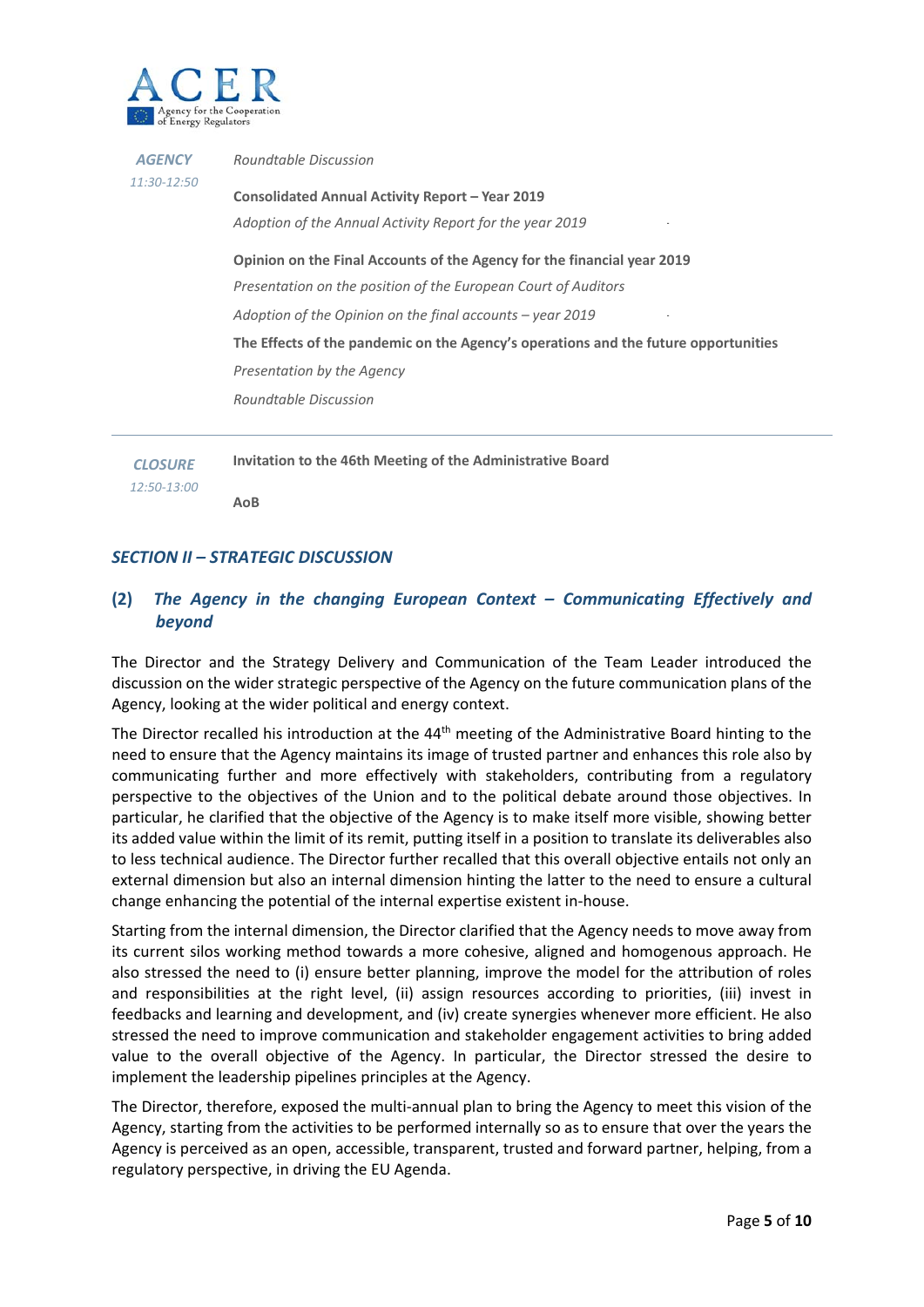| | |
|---|---|
| *AGENCY* *11:30-12:50* | *Roundtable Discussion* |
| | **Consolidated Annual Activity Report – Year 2019** |
| | *Adoption of the Annual Activity Report for the year 2019* |
| | **Opinion on the Final Accounts of the Agency for the financial year 2019** |
| | *Presentation on the position of the European Court of Auditors* |
| | *Adoption of the Opinion on the final accounts – year 2019* |
| | **The Effects of the pandemic on the Agency's operations and the future opportunities** |
| | *Presentation by the Agency* |
| | *Roundtable Discussion* |
| *CLOSURE* *12:50-13:00* | **Invitation to the 46th Meeting of the Administrative Board** |
| | **AoB** |

## *SECTION II – STRATEGIC DISCUSSION*

### (2) *The Agency in the changing European Context – Communicating Effectively and beyond*

The Director and the Strategy Delivery and Communication of the Team Leader introduced the discussion on the wider strategic perspective of the Agency on the future communication plans of the Agency, looking at the wider political and energy context.

The Director recalled his introduction at the 44th meeting of the Administrative Board hinting to the need to ensure that the Agency maintains its image of trusted partner and enhances this role also by communicating further and more effectively with stakeholders, contributing from a regulatory perspective to the objectives of the Union and to the political debate around those objectives. In particular, he clarified that the objective of the Agency is to make itself more visible, showing better its added value within the limit of its remit, putting itself in a position to translate its deliverables also to less technical audience. The Director further recalled that this overall objective entails not only an external dimension but also an internal dimension hinting the latter to the need to ensure a cultural change enhancing the potential of the internal expertise existent in-house.

Starting from the internal dimension, the Director clarified that the Agency needs to move away from its current silos working method towards a more cohesive, aligned and homogenous approach. He also stressed the need to (i) ensure better planning, improve the model for the attribution of roles and responsibilities at the right level, (ii) assign resources according to priorities, (iii) invest in feedbacks and learning and development, and (iv) create synergies whenever more efficient. He also stressed the need to improve communication and stakeholder engagement activities to bring added value to the overall objective of the Agency. In particular, the Director stressed the desire to implement the leadership pipelines principles at the Agency.

The Director, therefore, exposed the multi-annual plan to bring the Agency to meet this vision of the Agency, starting from the activities to be performed internally so as to ensure that over the years the Agency is perceived as an open, accessible, transparent, trusted and forward partner, helping, from a regulatory perspective, in driving the EU Agenda.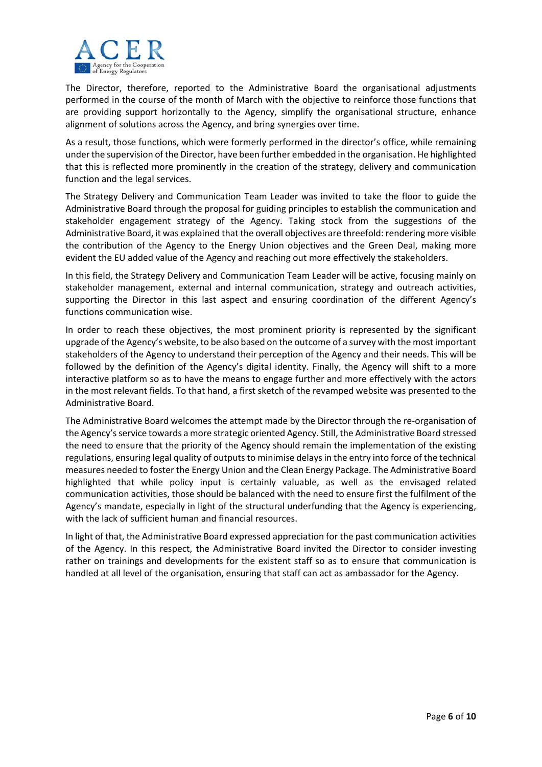The Director, therefore, reported to the Administrative Board the organisational adjustments performed in the course of the month of March with the objective to reinforce those functions that are providing support horizontally to the Agency, simplify the organisational structure, enhance alignment of solutions across the Agency, and bring synergies over time.

As a result, those functions, which were formerly performed in the director's office, while remaining under the supervision of the Director, have been further embedded in the organisation. He highlighted that this is reflected more prominently in the creation of the strategy, delivery and communication function and the legal services.

The Strategy Delivery and Communication Team Leader was invited to take the floor to guide the Administrative Board through the proposal for guiding principles to establish the communication and stakeholder engagement strategy of the Agency. Taking stock from the suggestions of the Administrative Board, it was explained that the overall objectives are threefold: rendering more visible the contribution of the Agency to the Energy Union objectives and the Green Deal, making more evident the EU added value of the Agency and reaching out more effectively the stakeholders.

In this field, the Strategy Delivery and Communication Team Leader will be active, focusing mainly on stakeholder management, external and internal communication, strategy and outreach activities, supporting the Director in this last aspect and ensuring coordination of the different Agency's functions communication wise.

In order to reach these objectives, the most prominent priority is represented by the significant upgrade of the Agency's website, to be also based on the outcome of a survey with the most important stakeholders of the Agency to understand their perception of the Agency and their needs. This will be followed by the definition of the Agency's digital identity. Finally, the Agency will shift to a more interactive platform so as to have the means to engage further and more effectively with the actors in the most relevant fields. To that hand, a first sketch of the revamped website was presented to the Administrative Board.

The Administrative Board welcomes the attempt made by the Director through the re-organisation of the Agency's service towards a more strategic oriented Agency. Still, the Administrative Board stressed the need to ensure that the priority of the Agency should remain the implementation of the existing regulations, ensuring legal quality of outputs to minimise delays in the entry into force of the technical measures needed to foster the Energy Union and the Clean Energy Package. The Administrative Board highlighted that while policy input is certainly valuable, as well as the envisaged related communication activities, those should be balanced with the need to ensure first the fulfilment of the Agency's mandate, especially in light of the structural underfunding that the Agency is experiencing, with the lack of sufficient human and financial resources.

In light of that, the Administrative Board expressed appreciation for the past communication activities of the Agency. In this respect, the Administrative Board invited the Director to consider investing rather on trainings and developments for the existent staff so as to ensure that communication is handled at all level of the organisation, ensuring that staff can act as ambassador for the Agency.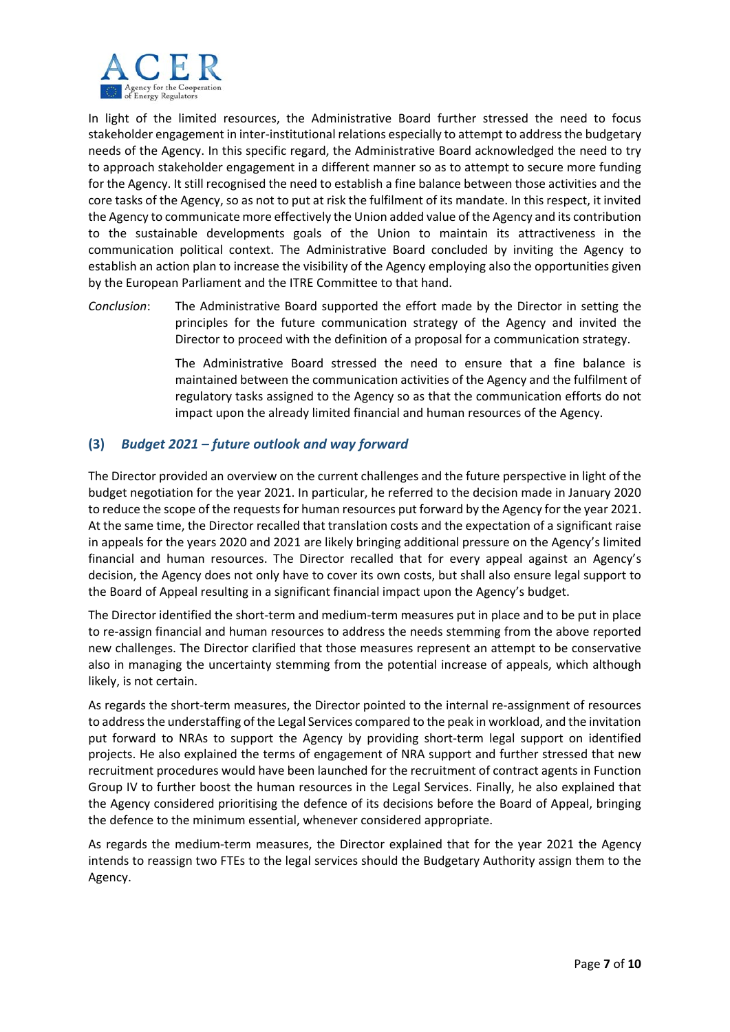In light of the limited resources, the Administrative Board further stressed the need to focus stakeholder engagement in inter-institutional relations especially to attempt to address the budgetary needs of the Agency. In this specific regard, the Administrative Board acknowledged the need to try to approach stakeholder engagement in a different manner so as to attempt to secure more funding for the Agency. It still recognised the need to establish a fine balance between those activities and the core tasks of the Agency, so as not to put at risk the fulfilment of its mandate. In this respect, it invited the Agency to communicate more effectively the Union added value of the Agency and its contribution to the sustainable developments goals of the Union to maintain its attractiveness in the communication political context. The Administrative Board concluded by inviting the Agency to establish an action plan to increase the visibility of the Agency employing also the opportunities given by the European Parliament and the ITRE Committee to that hand.

*Conclusion*: The Administrative Board supported the effort made by the Director in setting the principles for the future communication strategy of the Agency and invited the Director to proceed with the definition of a proposal for a communication strategy.

The Administrative Board stressed the need to ensure that a fine balance is maintained between the communication activities of the Agency and the fulfilment of regulatory tasks assigned to the Agency so as that the communication efforts do not impact upon the already limited financial and human resources of the Agency.

## (3) *Budget 2021 – future outlook and way forward*

The Director provided an overview on the current challenges and the future perspective in light of the budget negotiation for the year 2021. In particular, he referred to the decision made in January 2020 to reduce the scope of the requests for human resources put forward by the Agency for the year 2021. At the same time, the Director recalled that translation costs and the expectation of a significant raise in appeals for the years 2020 and 2021 are likely bringing additional pressure on the Agency's limited financial and human resources. The Director recalled that for every appeal against an Agency's decision, the Agency does not only have to cover its own costs, but shall also ensure legal support to the Board of Appeal resulting in a significant financial impact upon the Agency's budget.

The Director identified the short-term and medium-term measures put in place and to be put in place to re-assign financial and human resources to address the needs stemming from the above reported new challenges. The Director clarified that those measures represent an attempt to be conservative also in managing the uncertainty stemming from the potential increase of appeals, which although likely, is not certain.

As regards the short-term measures, the Director pointed to the internal re-assignment of resources to address the understaffing of the Legal Services compared to the peak in workload, and the invitation put forward to NRAs to support the Agency by providing short-term legal support on identified projects. He also explained the terms of engagement of NRA support and further stressed that new recruitment procedures would have been launched for the recruitment of contract agents in Function Group IV to further boost the human resources in the Legal Services. Finally, he also explained that the Agency considered prioritising the defence of its decisions before the Board of Appeal, bringing the defence to the minimum essential, whenever considered appropriate.

As regards the medium-term measures, the Director explained that for the year 2021 the Agency intends to reassign two FTEs to the legal services should the Budgetary Authority assign them to the Agency.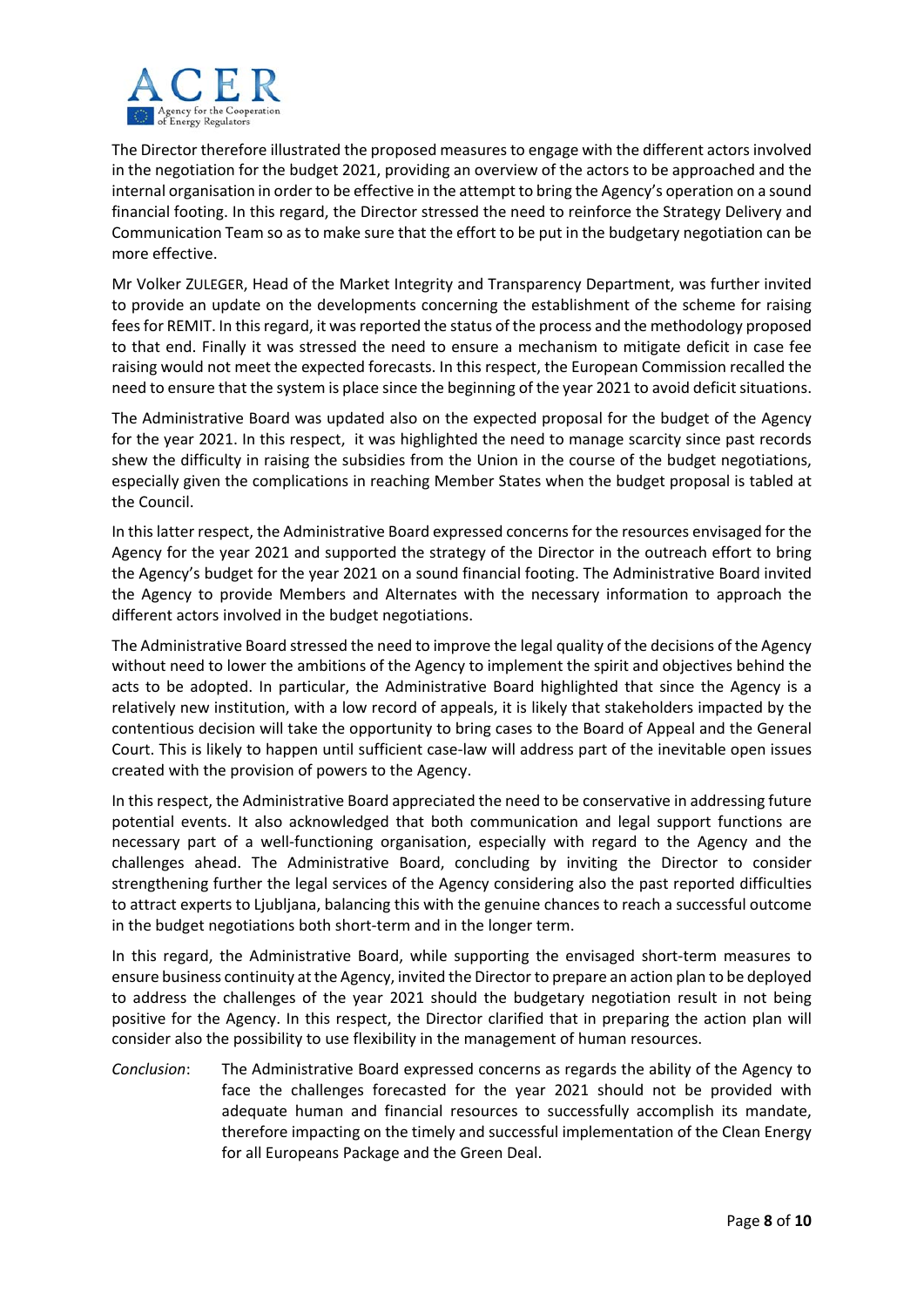The Director therefore illustrated the proposed measures to engage with the different actors involved in the negotiation for the budget 2021, providing an overview of the actors to be approached and the internal organisation in order to be effective in the attempt to bring the Agency's operation on a sound financial footing. In this regard, the Director stressed the need to reinforce the Strategy Delivery and Communication Team so as to make sure that the effort to be put in the budgetary negotiation can be more effective.

Mr Volker ZULEGER, Head of the Market Integrity and Transparency Department, was further invited to provide an update on the developments concerning the establishment of the scheme for raising fees for REMIT. In this regard, it was reported the status of the process and the methodology proposed to that end. Finally it was stressed the need to ensure a mechanism to mitigate deficit in case fee raising would not meet the expected forecasts. In this respect, the European Commission recalled the need to ensure that the system is place since the beginning of the year 2021 to avoid deficit situations.

The Administrative Board was updated also on the expected proposal for the budget of the Agency for the year 2021. In this respect, it was highlighted the need to manage scarcity since past records shew the difficulty in raising the subsidies from the Union in the course of the budget negotiations, especially given the complications in reaching Member States when the budget proposal is tabled at the Council.

In this latter respect, the Administrative Board expressed concerns for the resources envisaged for the Agency for the year 2021 and supported the strategy of the Director in the outreach effort to bring the Agency's budget for the year 2021 on a sound financial footing. The Administrative Board invited the Agency to provide Members and Alternates with the necessary information to approach the different actors involved in the budget negotiations.

The Administrative Board stressed the need to improve the legal quality of the decisions of the Agency without need to lower the ambitions of the Agency to implement the spirit and objectives behind the acts to be adopted. In particular, the Administrative Board highlighted that since the Agency is a relatively new institution, with a low record of appeals, it is likely that stakeholders impacted by the contentious decision will take the opportunity to bring cases to the Board of Appeal and the General Court. This is likely to happen until sufficient case-law will address part of the inevitable open issues created with the provision of powers to the Agency.

In this respect, the Administrative Board appreciated the need to be conservative in addressing future potential events. It also acknowledged that both communication and legal support functions are necessary part of a well-functioning organisation, especially with regard to the Agency and the challenges ahead. The Administrative Board, concluding by inviting the Director to consider strengthening further the legal services of the Agency considering also the past reported difficulties to attract experts to Ljubljana, balancing this with the genuine chances to reach a successful outcome in the budget negotiations both short-term and in the longer term.

In this regard, the Administrative Board, while supporting the envisaged short-term measures to ensure business continuity at the Agency, invited the Director to prepare an action plan to be deployed to address the challenges of the year 2021 should the budgetary negotiation result in not being positive for the Agency. In this respect, the Director clarified that in preparing the action plan will consider also the possibility to use flexibility in the management of human resources.

*Conclusion*: The Administrative Board expressed concerns as regards the ability of the Agency to face the challenges forecasted for the year 2021 should not be provided with adequate human and financial resources to successfully accomplish its mandate, therefore impacting on the timely and successful implementation of the Clean Energy for all Europeans Package and the Green Deal.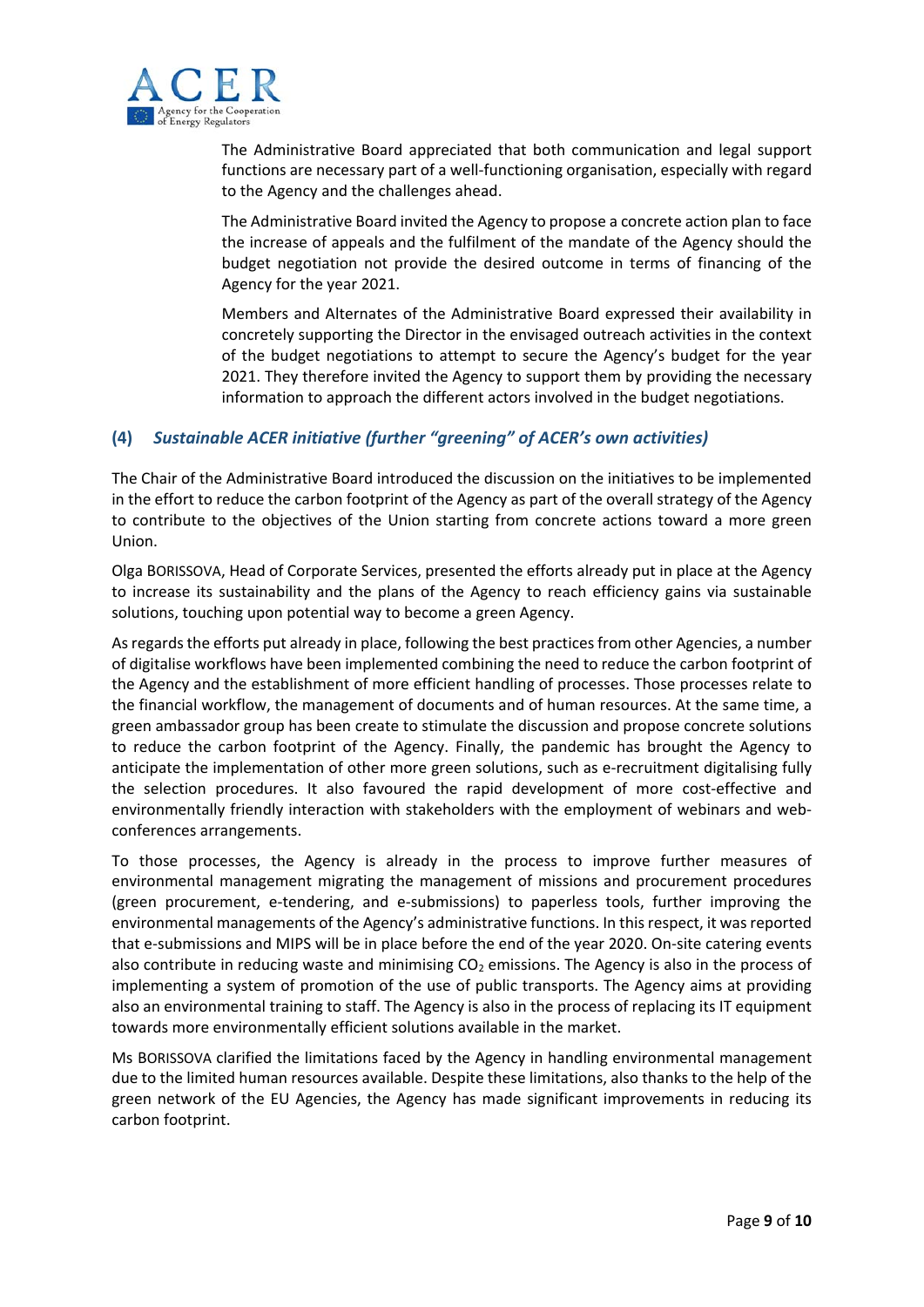The Administrative Board appreciated that both communication and legal support functions are necessary part of a well-functioning organisation, especially with regard to the Agency and the challenges ahead.

The Administrative Board invited the Agency to propose a concrete action plan to face the increase of appeals and the fulfilment of the mandate of the Agency should the budget negotiation not provide the desired outcome in terms of financing of the Agency for the year 2021.

Members and Alternates of the Administrative Board expressed their availability in concretely supporting the Director in the envisaged outreach activities in the context of the budget negotiations to attempt to secure the Agency's budget for the year 2021. They therefore invited the Agency to support them by providing the necessary information to approach the different actors involved in the budget negotiations.

## (4) *Sustainable ACER initiative (further "greening" of ACER's own activities)*

The Chair of the Administrative Board introduced the discussion on the initiatives to be implemented in the effort to reduce the carbon footprint of the Agency as part of the overall strategy of the Agency to contribute to the objectives of the Union starting from concrete actions toward a more green Union.

Olga BORISSOVA, Head of Corporate Services, presented the efforts already put in place at the Agency to increase its sustainability and the plans of the Agency to reach efficiency gains via sustainable solutions, touching upon potential way to become a green Agency.

As regards the efforts put already in place, following the best practices from other Agencies, a number of digitalise workflows have been implemented combining the need to reduce the carbon footprint of the Agency and the establishment of more efficient handling of processes. Those processes relate to the financial workflow, the management of documents and of human resources. At the same time, a green ambassador group has been create to stimulate the discussion and propose concrete solutions to reduce the carbon footprint of the Agency. Finally, the pandemic has brought the Agency to anticipate the implementation of other more green solutions, such as e-recruitment digitalising fully the selection procedures. It also favoured the rapid development of more cost-effective and environmentally friendly interaction with stakeholders with the employment of webinars and web-conferences arrangements.

To those processes, the Agency is already in the process to improve further measures of environmental management migrating the management of missions and procurement procedures (green procurement, e-tendering, and e-submissions) to paperless tools, further improving the environmental managements of the Agency's administrative functions. In this respect, it was reported that e-submissions and MIPS will be in place before the end of the year 2020. On-site catering events also contribute in reducing waste and minimising $CO_2$ emissions. The Agency is also in the process of implementing a system of promotion of the use of public transports. The Agency aims at providing also an environmental training to staff. The Agency is also in the process of replacing its IT equipment towards more environmentally efficient solutions available in the market.

Ms BORISSOVA clarified the limitations faced by the Agency in handling environmental management due to the limited human resources available. Despite these limitations, also thanks to the help of the green network of the EU Agencies, the Agency has made significant improvements in reducing its carbon footprint.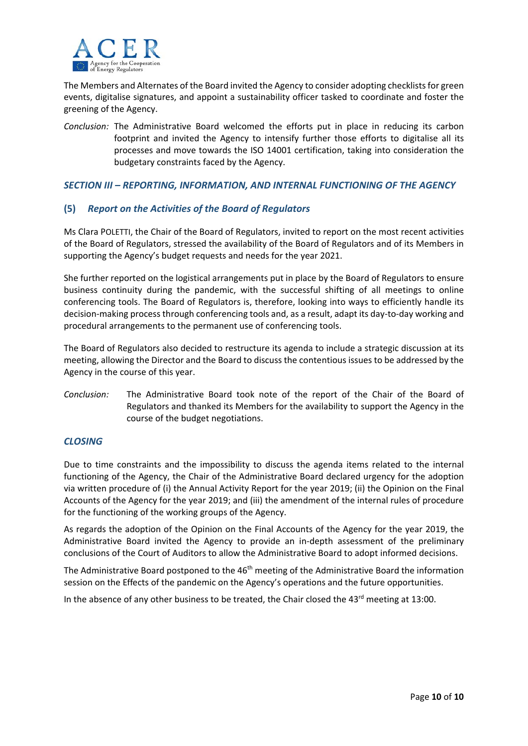The Members and Alternates of the Board invited the Agency to consider adopting checklists for green events, digitalise signatures, and appoint a sustainability officer tasked to coordinate and foster the greening of the Agency.

*Conclusion:* The Administrative Board welcomed the efforts put in place in reducing its carbon footprint and invited the Agency to intensify further those efforts to digitalise all its processes and move towards the ISO 14001 certification, taking into consideration the budgetary constraints faced by the Agency.

## *SECTION III – REPORTING, INFORMATION, AND INTERNAL FUNCTIONING OF THE AGENCY*

### **(5)** ***Report on the Activities of the Board of Regulators***

Ms Clara POLETTI, the Chair of the Board of Regulators, invited to report on the most recent activities of the Board of Regulators, stressed the availability of the Board of Regulators and of its Members in supporting the Agency's budget requests and needs for the year 2021.

She further reported on the logistical arrangements put in place by the Board of Regulators to ensure business continuity during the pandemic, with the successful shifting of all meetings to online conferencing tools. The Board of Regulators is, therefore, looking into ways to efficiently handle its decision-making process through conferencing tools and, as a result, adapt its day-to-day working and procedural arrangements to the permanent use of conferencing tools.

The Board of Regulators also decided to restructure its agenda to include a strategic discussion at its meeting, allowing the Director and the Board to discuss the contentious issues to be addressed by the Agency in the course of this year.

*Conclusion:* The Administrative Board took note of the report of the Chair of the Board of Regulators and thanked its Members for the availability to support the Agency in the course of the budget negotiations.

## *CLOSING*

Due to time constraints and the impossibility to discuss the agenda items related to the internal functioning of the Agency, the Chair of the Administrative Board declared urgency for the adoption via written procedure of (i) the Annual Activity Report for the year 2019; (ii) the Opinion on the Final Accounts of the Agency for the year 2019; and (iii) the amendment of the internal rules of procedure for the functioning of the working groups of the Agency.

As regards the adoption of the Opinion on the Final Accounts of the Agency for the year 2019, the Administrative Board invited the Agency to provide an in-depth assessment of the preliminary conclusions of the Court of Auditors to allow the Administrative Board to adopt informed decisions.

The Administrative Board postponed to the 46th meeting of the Administrative Board the information session on the Effects of the pandemic on the Agency's operations and the future opportunities.

In the absence of any other business to be treated, the Chair closed the 43rd meeting at 13:00.